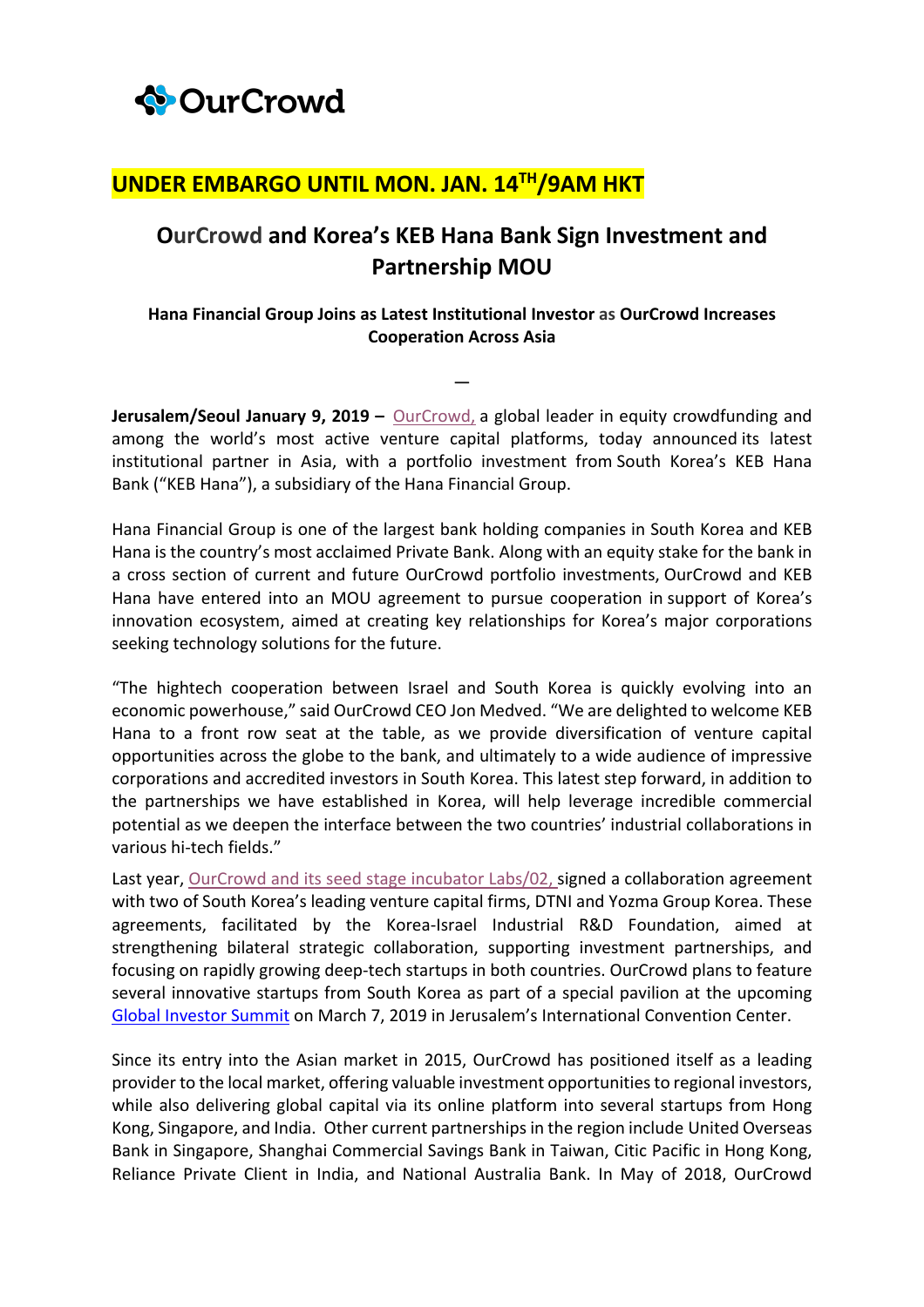OurCrowd

**UNDER EMBARGO UNTIL MON. JAN. 14TH/9AM HKT**

# OurCrowd and Korea's KEB Hana Bank Sign Investment and Partnership MOU

### Hana Financial Group Joins as Latest Institutional Investor as OurCrowd Increases Cooperation Across Asia

—

**Jerusalem/Seoul January 9, 2019 –** OurCrowd, a global leader in equity crowdfunding and among the world's most active venture capital platforms, today announced its latest institutional partner in Asia, with a portfolio investment from South Korea's KEB Hana Bank ("KEB Hana"), a subsidiary of the Hana Financial Group.

Hana Financial Group is one of the largest bank holding companies in South Korea and KEB Hana is the country's most acclaimed Private Bank. Along with an equity stake for the bank in a cross section of current and future OurCrowd portfolio investments, OurCrowd and KEB Hana have entered into an MOU agreement to pursue cooperation in support of Korea's innovation ecosystem, aimed at creating key relationships for Korea's major corporations seeking technology solutions for the future.

"The hightech cooperation between Israel and South Korea is quickly evolving into an economic powerhouse," said OurCrowd CEO Jon Medved. "We are delighted to welcome KEB Hana to a front row seat at the table, as we provide diversification of venture capital opportunities across the globe to the bank, and ultimately to a wide audience of impressive corporations and accredited investors in South Korea. This latest step forward, in addition to the partnerships we have established in Korea, will help leverage incredible commercial potential as we deepen the interface between the two countries' industrial collaborations in various hi-tech fields."

Last year, OurCrowd and its seed stage incubator Labs/02, signed a collaboration agreement with two of South Korea's leading venture capital firms, DTNI and Yozma Group Korea. These agreements, facilitated by the Korea-Israel Industrial R&D Foundation, aimed at strengthening bilateral strategic collaboration, supporting investment partnerships, and focusing on rapidly growing deep-tech startups in both countries. OurCrowd plans to feature several innovative startups from South Korea as part of a special pavilion at the upcoming Global Investor Summit on March 7, 2019 in Jerusalem's International Convention Center.

Since its entry into the Asian market in 2015, OurCrowd has positioned itself as a leading provider to the local market, offering valuable investment opportunities to regional investors, while also delivering global capital via its online platform into several startups from Hong Kong, Singapore, and India. Other current partnerships in the region include United Overseas Bank in Singapore, Shanghai Commercial Savings Bank in Taiwan, Citic Pacific in Hong Kong, Reliance Private Client in India, and National Australia Bank. In May of 2018, OurCrowd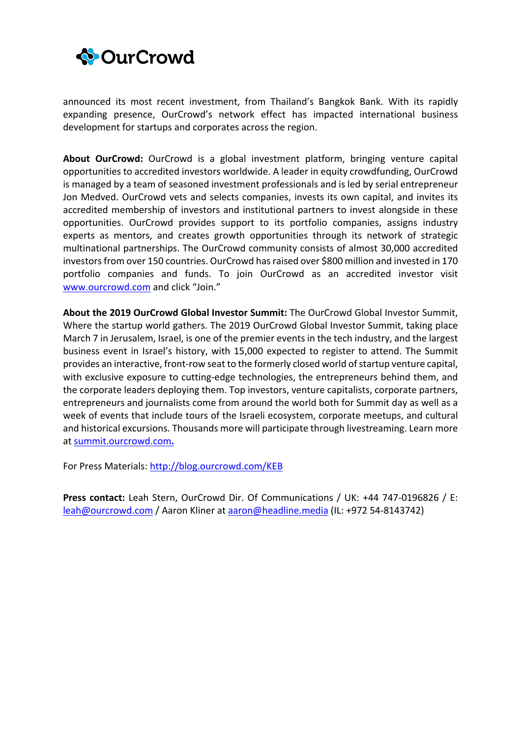announced its most recent investment, from Thailand's Bangkok Bank. With its rapidly expanding presence, OurCrowd's network effect has impacted international business development for startups and corporates across the region.

**About OurCrowd:** OurCrowd is a global investment platform, bringing venture capital opportunities to accredited investors worldwide. A leader in equity crowdfunding, OurCrowd is managed by a team of seasoned investment professionals and is led by serial entrepreneur Jon Medved. OurCrowd vets and selects companies, invests its own capital, and invites its accredited membership of investors and institutional partners to invest alongside in these opportunities. OurCrowd provides support to its portfolio companies, assigns industry experts as mentors, and creates growth opportunities through its network of strategic multinational partnerships. The OurCrowd community consists of almost 30,000 accredited investors from over 150 countries. OurCrowd has raised over $800 million and invested in 170 portfolio companies and funds. To join OurCrowd as an accredited investor visit [www.ourcrowd.com](http://www.ourcrowd.com) and click "Join."

**About the 2019 OurCrowd Global Investor Summit:** The OurCrowd Global Investor Summit, Where the startup world gathers. The 2019 OurCrowd Global Investor Summit, taking place March 7 in Jerusalem, Israel, is one of the premier events in the tech industry, and the largest business event in Israel's history, with 15,000 expected to register to attend. The Summit provides an interactive, front-row seat to the formerly closed world of startup venture capital, with exclusive exposure to cutting-edge technologies, the entrepreneurs behind them, and the corporate leaders deploying them. Top investors, venture capitalists, corporate partners, entrepreneurs and journalists come from around the world both for Summit day as well as a week of events that include tours of the Israeli ecosystem, corporate meetups, and cultural and historical excursions. Thousands more will participate through livestreaming. Learn more at [summit.ourcrowd.com](http://summit.ourcrowd.com).

For Press Materials: [http://blog.ourcrowd.com/KEB](http://blog.ourcrowd.com/KEB)

**Press contact:** Leah Stern, OurCrowd Dir. Of Communications / UK: +44 747-0196826 / E: [leah@ourcrowd.com](mailto:leah@ourcrowd.com) / Aaron Kliner at [aaron@headline.media](mailto:aaron@headline.media) (IL: +972 54-8143742)